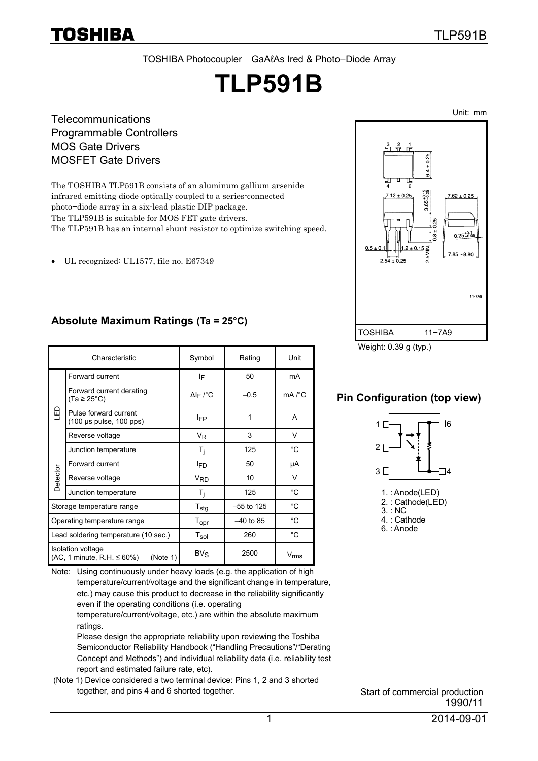TOSHIBA Photocoupler GaAℓAs Ired & Photo−Diode Array

# TLP591B

Telecommunications
Programmable Controllers
MOS Gate Drivers
MOSFET Gate Drivers

The TOSHIBA TLP591B consists of an aluminum gallium arsenide infrared emitting diode optically coupled to a series-connected photo−diode array in a six-lead plastic DIP package.
The TLP591B is suitable for MOS FET gate drivers.
The TLP591B has an internal shunt resistor to optimize switching speed.

- UL recognized: UL1577, file no. E67349

Unit: mm

TOSHIBA 11−7A9

Weight: 0.39 g (typ.)

## Pin Configuration (top view)

1. : Anode(LED)
2. : Cathode(LED)
3. : NC
4. : Cathode
6. : Anode

## Absolute Maximum Ratings (Ta = 25°C)

| | Characteristic | Symbol | Rating | Unit |
|---|---|---|---|---|
| LED | Forward current | $I_F$ | 50 | mA |
| | Forward current derating (Ta ≥ 25°C) | $\Delta I_F$ /°C | −0.5 | mA /°C |
| | Pulse forward current (100 μs pulse, 100 pps) | $I_{FP}$ | 1 | A |
| | Reverse voltage | $V_R$ | 3 | V |
| | Junction temperature | $T_j$ | 125 | °C |
| Detector | Forward current | $I_{FD}$ | 50 | μA |
| | Reverse voltage | $V_{RD}$ | 10 | V |
| | Junction temperature | $T_j$ | 125 | °C |
| Storage temperature range | | $T_{stg}$ | −55 to 125 | °C |
| Operating temperature range | | $T_{opr}$ | −40 to 85 | °C |
| Lead soldering temperature (10 sec.) | | $T_{sol}$ | 260 | °C |
| Isolation voltage (AC, 1 minute, R.H. ≤ 60%) (Note 1) | | $BV_S$ | 2500 | $V_{rms}$ |

Note: Using continuously under heavy loads (e.g. the application of high temperature/current/voltage and the significant change in temperature, etc.) may cause this product to decrease in the reliability significantly even if the operating conditions (i.e. operating temperature/current/voltage, etc.) are within the absolute maximum ratings.
Please design the appropriate reliability upon reviewing the Toshiba Semiconductor Reliability Handbook ("Handling Precautions"/"Derating Concept and Methods") and individual reliability data (i.e. reliability test report and estimated failure rate, etc).

(Note 1) Device considered a two terminal device: Pins 1, 2 and 3 shorted together, and pins 4 and 6 shorted together.

Start of commercial production
1990/11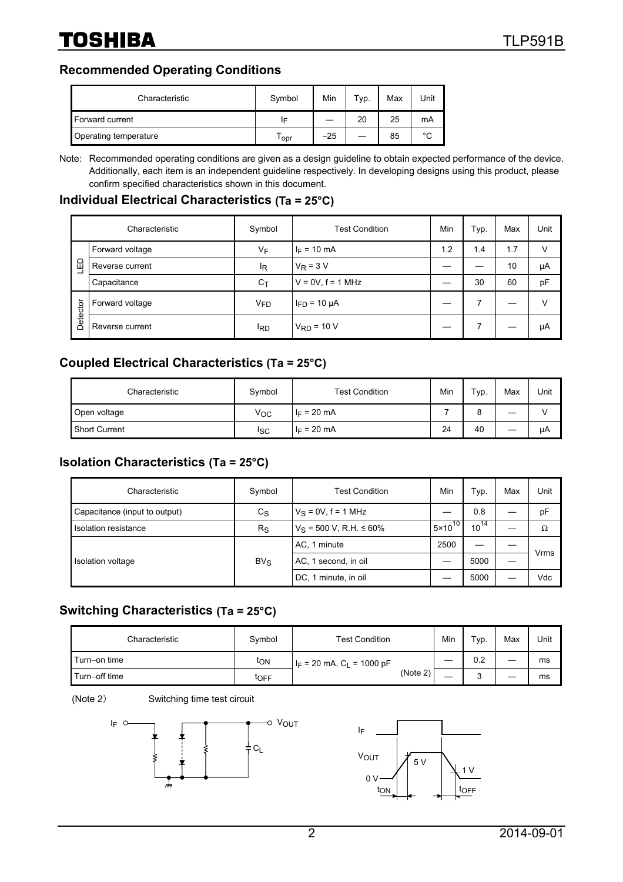## Recommended Operating Conditions

| Characteristic | Symbol | Min | Typ. | Max | Unit |
|---|---|---|---|---|---|
| Forward current | $I_F$ | — | 20 | 25 | mA |
| Operating temperature | $T_{opr}$ | −25 | — | 85 | °C |

Note: Recommended operating conditions are given as a design guideline to obtain expected performance of the device. Additionally, each item is an independent guideline respectively. In developing designs using this product, please confirm specified characteristics shown in this document.

## Individual Electrical Characteristics (Ta = 25°C)

| | Characteristic | Symbol | Test Condition | Min | Typ. | Max | Unit |
|---|---|---|---|---|---|---|---|
| LED | Forward voltage | $V_F$ | $I_F$ = 10 mA | 1.2 | 1.4 | 1.7 | V |
| | Reverse current | $I_R$ | $V_R$ = 3 V | — | — | 10 | μA |
| | Capacitance | $C_T$ | V = 0V, f = 1 MHz | — | 30 | 60 | pF |
| Detector | Forward voltage | $V_{FD}$ | $I_{FD}$ = 10 μA | — | 7 | — | V |
| | Reverse current | $I_{RD}$ | $V_{RD}$ = 10 V | — | 7 | — | μA |

## Coupled Electrical Characteristics (Ta = 25°C)

| Characteristic | Symbol | Test Condition | Min | Typ. | Max | Unit |
|---|---|---|---|---|---|---|
| Open voltage | $V_{OC}$ | $I_F$ = 20 mA | 7 | 8 | — | V |
| Short Current | $I_{SC}$ | $I_F$ = 20 mA | 24 | 40 | — | μA |

## Isolation Characteristics (Ta = 25°C)

| Characteristic | Symbol | Test Condition | Min | Typ. | Max | Unit |
|---|---|---|---|---|---|---|
| Capacitance (input to output) | $C_S$ | $V_S$ = 0V, f = 1 MHz | — | 0.8 | — | pF |
| Isolation resistance | $R_S$ | $V_S$ = 500 V, R.H. ≤ 60% | $5\times10^{10}$ | $10^{14}$ | — | Ω |
| Isolation voltage | $BV_S$ | AC, 1 minute | 2500 | — | — | Vrms |
| | | AC, 1 second, in oil | — | 5000 | — | |
| | | DC, 1 minute, in oil | — | 5000 | — | Vdc |

## Switching Characteristics (Ta = 25°C)

| Characteristic | Symbol | Test Condition | Min | Typ. | Max | Unit |
|---|---|---|---|---|---|---|
| Turn−on time | $t_{ON}$ | $I_F$ = 20 mA, $C_L$ = 1000 pF (Note 2) | — | 0.2 | — | ms |
| Turn−off time | $t_{OFF}$ | | — | 3 | — | ms |

(Note 2) Switching time test circuit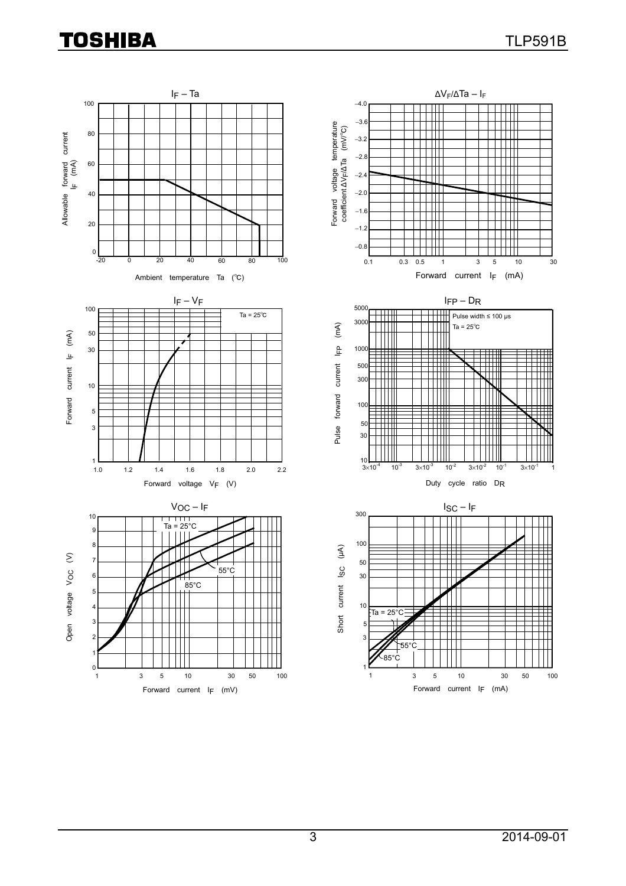$I_F$ – Ta

Allowable forward current $I_F$ (mA)

Ambient temperature Ta (°C)

$\Delta V_F/\Delta Ta$ – $I_F$

Forward voltage temperature coefficient $\Delta V_F/\Delta Ta$ (mV/°C)

Forward current $I_F$ (mA)

$I_F$ – $V_F$

Ta = 25°C

Forward current $I_F$ (mA)

Forward voltage $V_F$ (V)

$I_{FP}$ – $D_R$

Pulse width ≤ 100 μs

Ta = 25°C

Pulse forward current $I_{FP}$ (mA)

Duty cycle ratio $D_R$

$V_{OC}$ – $I_F$

Ta = 25°C

55°C

85°C

Open voltage $V_{OC}$ (V)

Forward current $I_F$ (mV)

$I_{SC}$ – $I_F$

Ta = 25°C

55°C

85°C

Short current $I_{SC}$ (μA)

Forward current $I_F$ (mA)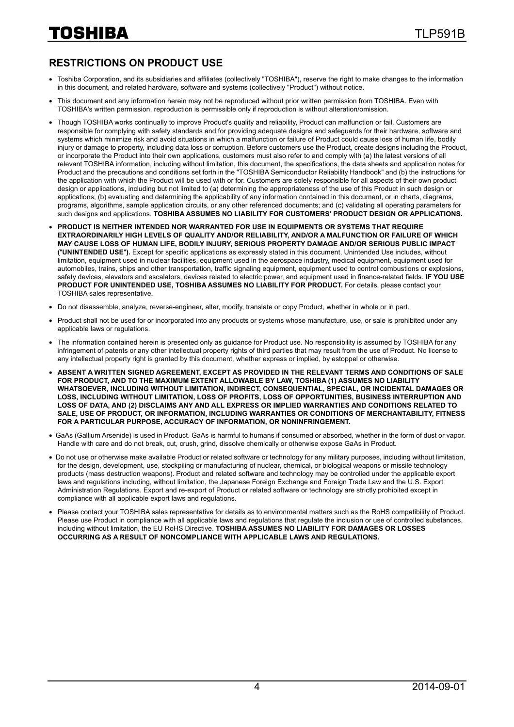## RESTRICTIONS ON PRODUCT USE

- Toshiba Corporation, and its subsidiaries and affiliates (collectively "TOSHIBA"), reserve the right to make changes to the information in this document, and related hardware, software and systems (collectively "Product") without notice.
- This document and any information herein may not be reproduced without prior written permission from TOSHIBA. Even with TOSHIBA's written permission, reproduction is permissible only if reproduction is without alteration/omission.
- Though TOSHIBA works continually to improve Product's quality and reliability, Product can malfunction or fail. Customers are responsible for complying with safety standards and for providing adequate designs and safeguards for their hardware, software and systems which minimize risk and avoid situations in which a malfunction or failure of Product could cause loss of human life, bodily injury or damage to property, including data loss or corruption. Before customers use the Product, create designs including the Product, or incorporate the Product into their own applications, customers must also refer to and comply with (a) the latest versions of all relevant TOSHIBA information, including without limitation, this document, the specifications, the data sheets and application notes for Product and the precautions and conditions set forth in the "TOSHIBA Semiconductor Reliability Handbook" and (b) the instructions for the application with which the Product will be used with or for. Customers are solely responsible for all aspects of their own product design or applications, including but not limited to (a) determining the appropriateness of the use of this Product in such design or applications; (b) evaluating and determining the applicability of any information contained in this document, or in charts, diagrams, programs, algorithms, sample application circuits, or any other referenced documents; and (c) validating all operating parameters for such designs and applications. **TOSHIBA ASSUMES NO LIABILITY FOR CUSTOMERS' PRODUCT DESIGN OR APPLICATIONS.**
- **PRODUCT IS NEITHER INTENDED NOR WARRANTED FOR USE IN EQUIPMENTS OR SYSTEMS THAT REQUIRE EXTRAORDINARILY HIGH LEVELS OF QUALITY AND/OR RELIABILITY, AND/OR A MALFUNCTION OR FAILURE OF WHICH MAY CAUSE LOSS OF HUMAN LIFE, BODILY INJURY, SERIOUS PROPERTY DAMAGE AND/OR SERIOUS PUBLIC IMPACT ("UNINTENDED USE").** Except for specific applications as expressly stated in this document, Unintended Use includes, without limitation, equipment used in nuclear facilities, equipment used in the aerospace industry, medical equipment, equipment used for automobiles, trains, ships and other transportation, traffic signaling equipment, equipment used to control combustions or explosions, safety devices, elevators and escalators, devices related to electric power, and equipment used in finance-related fields. **IF YOU USE PRODUCT FOR UNINTENDED USE, TOSHIBA ASSUMES NO LIABILITY FOR PRODUCT.** For details, please contact your TOSHIBA sales representative.
- Do not disassemble, analyze, reverse-engineer, alter, modify, translate or copy Product, whether in whole or in part.
- Product shall not be used for or incorporated into any products or systems whose manufacture, use, or sale is prohibited under any applicable laws or regulations.
- The information contained herein is presented only as guidance for Product use. No responsibility is assumed by TOSHIBA for any infringement of patents or any other intellectual property rights of third parties that may result from the use of Product. No license to any intellectual property right is granted by this document, whether express or implied, by estoppel or otherwise.
- **ABSENT A WRITTEN SIGNED AGREEMENT, EXCEPT AS PROVIDED IN THE RELEVANT TERMS AND CONDITIONS OF SALE FOR PRODUCT, AND TO THE MAXIMUM EXTENT ALLOWABLE BY LAW, TOSHIBA (1) ASSUMES NO LIABILITY WHATSOEVER, INCLUDING WITHOUT LIMITATION, INDIRECT, CONSEQUENTIAL, SPECIAL, OR INCIDENTAL DAMAGES OR LOSS, INCLUDING WITHOUT LIMITATION, LOSS OF PROFITS, LOSS OF OPPORTUNITIES, BUSINESS INTERRUPTION AND LOSS OF DATA, AND (2) DISCLAIMS ANY AND ALL EXPRESS OR IMPLIED WARRANTIES AND CONDITIONS RELATED TO SALE, USE OF PRODUCT, OR INFORMATION, INCLUDING WARRANTIES OR CONDITIONS OF MERCHANTABILITY, FITNESS FOR A PARTICULAR PURPOSE, ACCURACY OF INFORMATION, OR NONINFRINGEMENT.**
- GaAs (Gallium Arsenide) is used in Product. GaAs is harmful to humans if consumed or absorbed, whether in the form of dust or vapor. Handle with care and do not break, cut, crush, grind, dissolve chemically or otherwise expose GaAs in Product.
- Do not use or otherwise make available Product or related software or technology for any military purposes, including without limitation, for the design, development, use, stockpiling or manufacturing of nuclear, chemical, or biological weapons or missile technology products (mass destruction weapons). Product and related software and technology may be controlled under the applicable export laws and regulations including, without limitation, the Japanese Foreign Exchange and Foreign Trade Law and the U.S. Export Administration Regulations. Export and re-export of Product or related software or technology are strictly prohibited except in compliance with all applicable export laws and regulations.
- Please contact your TOSHIBA sales representative for details as to environmental matters such as the RoHS compatibility of Product. Please use Product in compliance with all applicable laws and regulations that regulate the inclusion or use of controlled substances, including without limitation, the EU RoHS Directive. **TOSHIBA ASSUMES NO LIABILITY FOR DAMAGES OR LOSSES OCCURRING AS A RESULT OF NONCOMPLIANCE WITH APPLICABLE LAWS AND REGULATIONS.**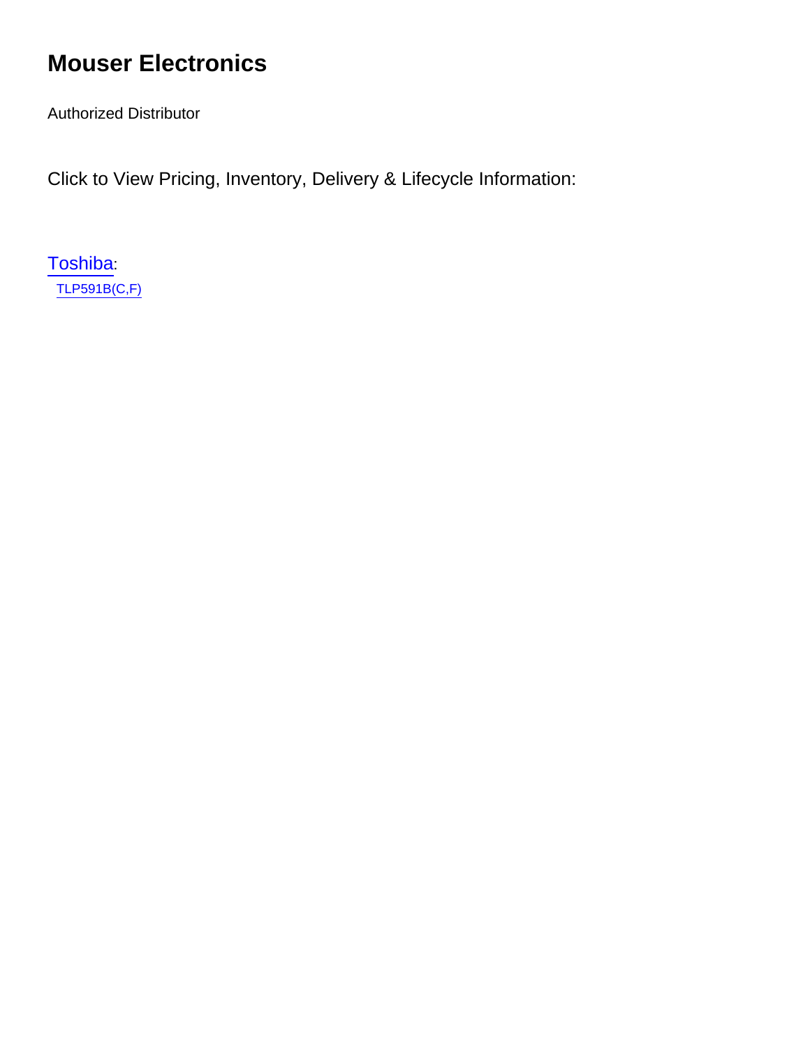# Mouser Electronics

Authorized Distributor

Click to View Pricing, Inventory, Delivery & Lifecycle Information:

Toshiba:

TLP591B(C,F)